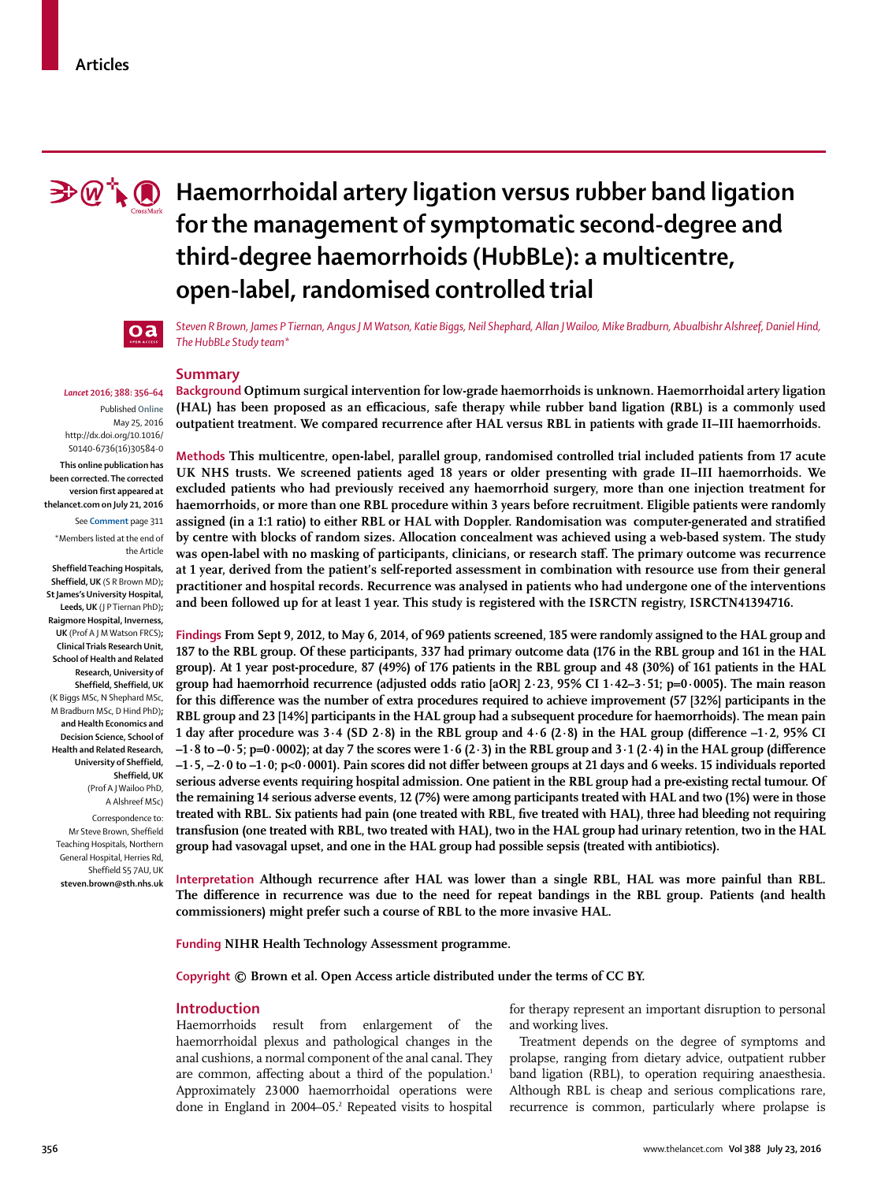# Haemorrhoidal artery ligation versus rubber band ligation for the management of symptomatic second-degree and third-degree haemorrhoids (HubBLe): a multicentre, open-label, randomised controlled trial

*Steven R Brown, James P Tiernan, Angus J M Watson, Katie Biggs, Neil Shephard, Allan J Wailoo, Mike Bradburn, Abualbishr Alshreef, Daniel Hind, The HubBLe Study team\**

*Lancet* 2016; 388: 356–64

Published Online May 25, 2016 http://dx.doi.org/10.1016/S0140-6736(16)30584-0

**This online publication has been corrected. The corrected version first appeared at thelancet.com on July 21, 2016**

See **Comment** page 311

\*Members listed at the end of the Article

**Sheffield Teaching Hospitals, Sheffield, UK** (S R Brown MD)**; St James's University Hospital, Leeds, UK** (J P Tiernan PhD)**; Raigmore Hospital, Inverness, UK** (Prof A J M Watson FRCS)**; Clinical Trials Research Unit, School of Health and Related Research, University of Sheffield, Sheffield, UK** (K Biggs MSc, N Shephard MSc, M Bradburn MSc, D Hind PhD)**; and Health Economics and Decision Science, School of Health and Related Research, University of Sheffield, Sheffield, UK** (Prof A J Wailoo PhD, A Alshreef MSc)

Correspondence to: Mr Steve Brown, Sheffield Teaching Hospitals, Northern General Hospital, Herries Rd, Sheffield S5 7AU, UK **steven.brown@sth.nhs.uk**

## Summary

**Background Optimum surgical intervention for low-grade haemorrhoids is unknown. Haemorrhoidal artery ligation (HAL) has been proposed as an efficacious, safe therapy while rubber band ligation (RBL) is a commonly used outpatient treatment. We compared recurrence after HAL versus RBL in patients with grade II–III haemorrhoids.**

**Methods This multicentre, open-label, parallel group, randomised controlled trial included patients from 17 acute UK NHS trusts. We screened patients aged 18 years or older presenting with grade II–III haemorrhoids. We excluded patients who had previously received any haemorrhoid surgery, more than one injection treatment for haemorrhoids, or more than one RBL procedure within 3 years before recruitment. Eligible patients were randomly assigned (in a 1:1 ratio) to either RBL or HAL with Doppler. Randomisation was computer-generated and stratified by centre with blocks of random sizes. Allocation concealment was achieved using a web-based system. The study was open-label with no masking of participants, clinicians, or research staff. The primary outcome was recurrence at 1 year, derived from the patient's self-reported assessment in combination with resource use from their general practitioner and hospital records. Recurrence was analysed in patients who had undergone one of the interventions and been followed up for at least 1 year. This study is registered with the ISRCTN registry, ISRCTN41394716.**

**Findings From Sept 9, 2012, to May 6, 2014, of 969 patients screened, 185 were randomly assigned to the HAL group and 187 to the RBL group. Of these participants, 337 had primary outcome data (176 in the RBL group and 161 in the HAL group). At 1 year post-procedure, 87 (49%) of 176 patients in the RBL group and 48 (30%) of 161 patients in the HAL group had haemorrhoid recurrence (adjusted odds ratio [aOR] 2·23, 95% CI 1·42–3·51; p=0·0005). The main reason for this difference was the number of extra procedures required to achieve improvement (57 [32%] participants in the RBL group and 23 [14%] participants in the HAL group had a subsequent procedure for haemorrhoids). The mean pain 1 day after procedure was 3·4 (SD 2·8) in the RBL group and 4·6 (2·8) in the HAL group (difference –1·2, 95% CI –1·8 to –0·5; p=0·0002); at day 7 the scores were 1·6 (2·3) in the RBL group and 3·1 (2·4) in the HAL group (difference –1·5, –2·0 to –1·0; p<0·0001). Pain scores did not differ between groups at 21 days and 6 weeks. 15 individuals reported serious adverse events requiring hospital admission. One patient in the RBL group had a pre-existing rectal tumour. Of the remaining 14 serious adverse events, 12 (7%) were among participants treated with HAL and two (1%) were in those treated with RBL. Six patients had pain (one treated with RBL, five treated with HAL), three had bleeding not requiring transfusion (one treated with RBL, two treated with HAL), two in the HAL group had urinary retention, two in the HAL group had vasovagal upset, and one in the HAL group had possible sepsis (treated with antibiotics).**

**Interpretation Although recurrence after HAL was lower than a single RBL, HAL was more painful than RBL. The difference in recurrence was due to the need for repeat bandings in the RBL group. Patients (and health commissioners) might prefer such a course of RBL to the more invasive HAL.**

**Funding NIHR Health Technology Assessment programme.**

**Copyright © Brown et al. Open Access article distributed under the terms of CC BY.**

## Introduction

Haemorrhoids result from enlargement of the haemorrhoidal plexus and pathological changes in the anal cushions, a normal component of the anal canal. They are common, affecting about a third of the population.[1] Approximately 23 000 haemorrhoidal operations were done in England in 2004–05.[2] Repeated visits to hospital for therapy represent an important disruption to personal and working lives.

Treatment depends on the degree of symptoms and prolapse, ranging from dietary advice, outpatient rubber band ligation (RBL), to operation requiring anaesthesia. Although RBL is cheap and serious complications rare, recurrence is common, particularly where prolapse is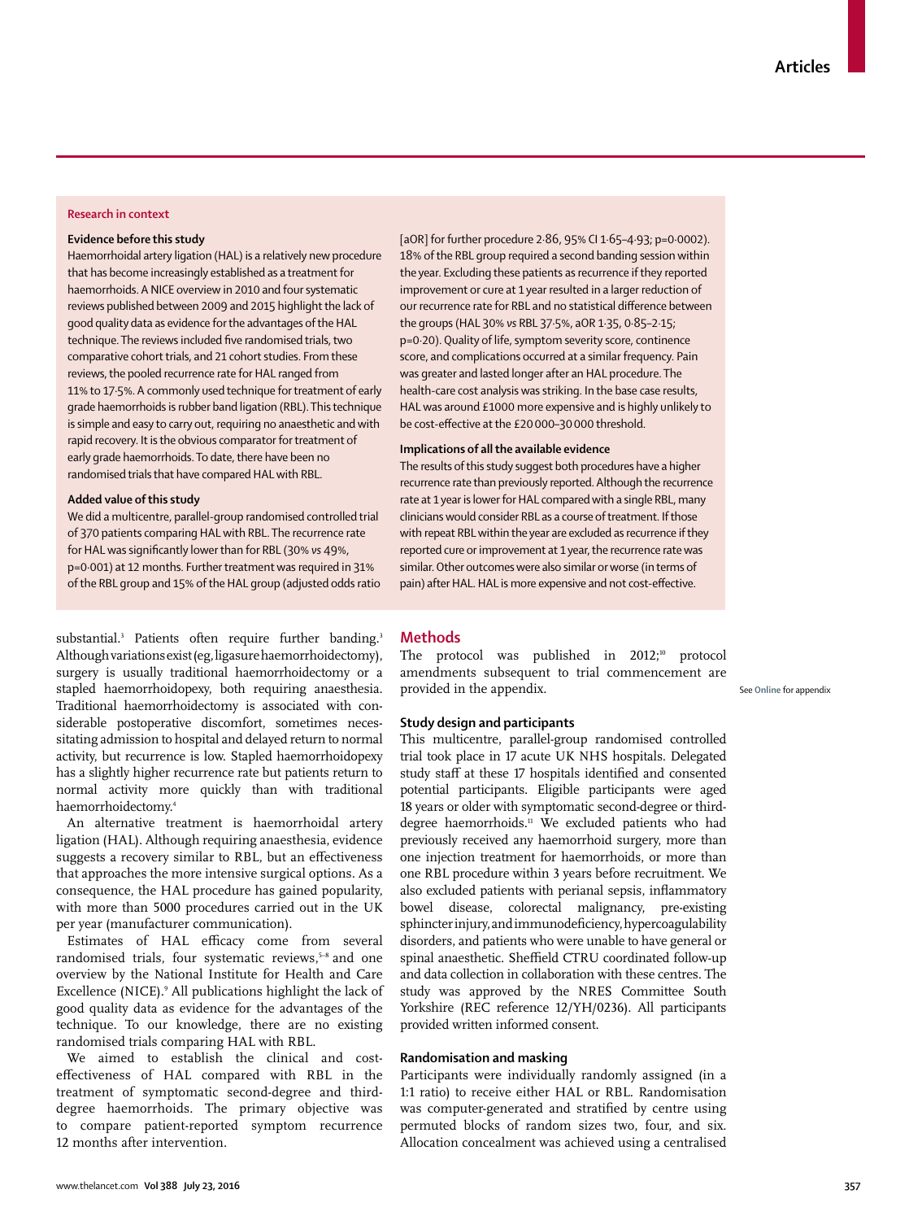## Research in context

### Evidence before this study

Haemorrhoidal artery ligation (HAL) is a relatively new procedure that has become increasingly established as a treatment for haemorrhoids. A NICE overview in 2010 and four systematic reviews published between 2009 and 2015 highlight the lack of good quality data as evidence for the advantages of the HAL technique. The reviews included five randomised trials, two comparative cohort trials, and 21 cohort studies. From these reviews, the pooled recurrence rate for HAL ranged from 11% to 17·5%. A commonly used technique for treatment of early grade haemorrhoids is rubber band ligation (RBL). This technique is simple and easy to carry out, requiring no anaesthetic and with rapid recovery. It is the obvious comparator for treatment of early grade haemorrhoids. To date, there have been no randomised trials that have compared HAL with RBL.

### Added value of this study

We did a multicentre, parallel-group randomised controlled trial of 370 patients comparing HAL with RBL. The recurrence rate for HAL was significantly lower than for RBL (30% *vs* 49%, p=0·001) at 12 months. Further treatment was required in 31% of the RBL group and 15% of the HAL group (adjusted odds ratio [aOR] for further procedure 2·86, 95% CI 1·65–4·93; p=0·0002). 18% of the RBL group required a second banding session within the year. Excluding these patients as recurrence if they reported improvement or cure at 1 year resulted in a larger reduction of our recurrence rate for RBL and no statistical difference between the groups (HAL 30% *vs* RBL 37·5%, aOR 1·35, 0·85–2·15; p=0·20). Quality of life, symptom severity score, continence score, and complications occurred at a similar frequency. Pain was greater and lasted longer after an HAL procedure. The health-care cost analysis was striking. In the base case results, HAL was around £1000 more expensive and is highly unlikely to be cost-effective at the £20 000–30 000 threshold.

### Implications of all the available evidence

The results of this study suggest both procedures have a higher recurrence rate than previously reported. Although the recurrence rate at 1 year is lower for HAL compared with a single RBL, many clinicians would consider RBL as a course of treatment. If those with repeat RBL within the year are excluded as recurrence if they reported cure or improvement at 1 year, the recurrence rate was similar. Other outcomes were also similar or worse (in terms of pain) after HAL. HAL is more expensive and not cost-effective.

substantial.[3] Patients often require further banding.[3] Although variations exist (eg, ligasure haemorrhoidectomy), surgery is usually traditional haemorrhoidectomy or a stapled haemorrhoidopexy, both requiring anaesthesia. Traditional haemorrhoidectomy is associated with considerable postoperative discomfort, sometimes necessitating admission to hospital and delayed return to normal activity, but recurrence is low. Stapled haemorrhoidopexy has a slightly higher recurrence rate but patients return to normal activity more quickly than with traditional haemorrhoidectomy.[4]

An alternative treatment is haemorrhoidal artery ligation (HAL). Although requiring anaesthesia, evidence suggests a recovery similar to RBL, but an effectiveness that approaches the more intensive surgical options. As a consequence, the HAL procedure has gained popularity, with more than 5000 procedures carried out in the UK per year (manufacturer communication).

Estimates of HAL efficacy come from several randomised trials, four systematic reviews,[5–8] and one overview by the National Institute for Health and Care Excellence (NICE).[9] All publications highlight the lack of good quality data as evidence for the advantages of the technique. To our knowledge, there are no existing randomised trials comparing HAL with RBL.

We aimed to establish the clinical and cost-effectiveness of HAL compared with RBL in the treatment of symptomatic second-degree and third-degree haemorrhoids. The primary objective was to compare patient-reported symptom recurrence 12 months after intervention.

## Methods

The protocol was published in 2012;[10] protocol amendments subsequent to trial commencement are provided in the appendix.

See **Online** for appendix

### Study design and participants

This multicentre, parallel-group randomised controlled trial took place in 17 acute UK NHS hospitals. Delegated study staff at these 17 hospitals identified and consented potential participants. Eligible participants were aged 18 years or older with symptomatic second-degree or third-degree haemorrhoids.[11] We excluded patients who had previously received any haemorrhoid surgery, more than one injection treatment for haemorrhoids, or more than one RBL procedure within 3 years before recruitment. We also excluded patients with perianal sepsis, inflammatory bowel disease, colorectal malignancy, pre-existing sphincter injury, and immunodeficiency, hypercoagulability disorders, and patients who were unable to have general or spinal anaesthetic. Sheffield CTRU coordinated follow-up and data collection in collaboration with these centres. The study was approved by the NRES Committee South Yorkshire (REC reference 12/YH/0236). All participants provided written informed consent.

### Randomisation and masking

Participants were individually randomly assigned (in a 1:1 ratio) to receive either HAL or RBL. Randomisation was computer-generated and stratified by centre using permuted blocks of random sizes two, four, and six. Allocation concealment was achieved using a centralised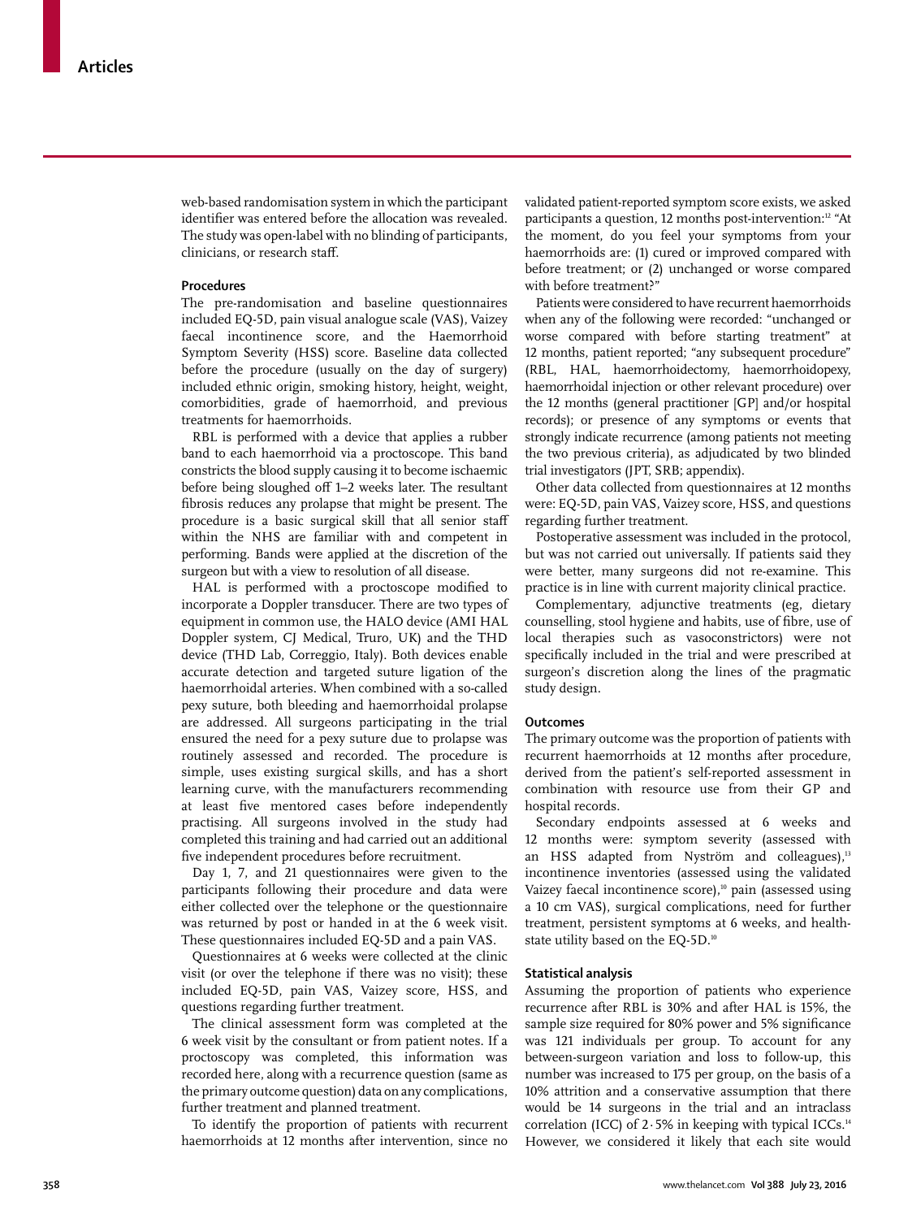web-based randomisation system in which the participant identifier was entered before the allocation was revealed. The study was open-label with no blinding of participants, clinicians, or research staff.

### Procedures

The pre-randomisation and baseline questionnaires included EQ-5D, pain visual analogue scale (VAS), Vaizey faecal incontinence score, and the Haemorrhoid Symptom Severity (HSS) score. Baseline data collected before the procedure (usually on the day of surgery) included ethnic origin, smoking history, height, weight, comorbidities, grade of haemorrhoid, and previous treatments for haemorrhoids.

RBL is performed with a device that applies a rubber band to each haemorrhoid via a proctoscope. This band constricts the blood supply causing it to become ischaemic before being sloughed off 1–2 weeks later. The resultant fibrosis reduces any prolapse that might be present. The procedure is a basic surgical skill that all senior staff within the NHS are familiar with and competent in performing. Bands were applied at the discretion of the surgeon but with a view to resolution of all disease.

HAL is performed with a proctoscope modified to incorporate a Doppler transducer. There are two types of equipment in common use, the HALO device (AMI HAL Doppler system, CJ Medical, Truro, UK) and the THD device (THD Lab, Correggio, Italy). Both devices enable accurate detection and targeted suture ligation of the haemorrhoidal arteries. When combined with a so-called pexy suture, both bleeding and haemorrhoidal prolapse are addressed. All surgeons participating in the trial ensured the need for a pexy suture due to prolapse was routinely assessed and recorded. The procedure is simple, uses existing surgical skills, and has a short learning curve, with the manufacturers recommending at least five mentored cases before independently practising. All surgeons involved in the study had completed this training and had carried out an additional five independent procedures before recruitment.

Day 1, 7, and 21 questionnaires were given to the participants following their procedure and data were either collected over the telephone or the questionnaire was returned by post or handed in at the 6 week visit. These questionnaires included EQ-5D and a pain VAS.

Questionnaires at 6 weeks were collected at the clinic visit (or over the telephone if there was no visit); these included EQ-5D, pain VAS, Vaizey score, HSS, and questions regarding further treatment.

The clinical assessment form was completed at the 6 week visit by the consultant or from patient notes. If a proctoscopy was completed, this information was recorded here, along with a recurrence question (same as the primary outcome question) data on any complications, further treatment and planned treatment.

To identify the proportion of patients with recurrent haemorrhoids at 12 months after intervention, since no validated patient-reported symptom score exists, we asked participants a question, 12 months post-intervention:[12] "At the moment, do you feel your symptoms from your haemorrhoids are: (1) cured or improved compared with before treatment; or (2) unchanged or worse compared with before treatment?"

Patients were considered to have recurrent haemorrhoids when any of the following were recorded: "unchanged or worse compared with before starting treatment" at 12 months, patient reported; "any subsequent procedure" (RBL, HAL, haemorrhoidectomy, haemorrhoidopexy, haemorrhoidal injection or other relevant procedure) over the 12 months (general practitioner [GP] and/or hospital records); or presence of any symptoms or events that strongly indicate recurrence (among patients not meeting the two previous criteria), as adjudicated by two blinded trial investigators (JPT, SRB; appendix).

Other data collected from questionnaires at 12 months were: EQ-5D, pain VAS, Vaizey score, HSS, and questions regarding further treatment.

Postoperative assessment was included in the protocol, but was not carried out universally. If patients said they were better, many surgeons did not re-examine. This practice is in line with current majority clinical practice.

Complementary, adjunctive treatments (eg, dietary counselling, stool hygiene and habits, use of fibre, use of local therapies such as vasoconstrictors) were not specifically included in the trial and were prescribed at surgeon's discretion along the lines of the pragmatic study design.

### Outcomes

The primary outcome was the proportion of patients with recurrent haemorrhoids at 12 months after procedure, derived from the patient's self-reported assessment in combination with resource use from their GP and hospital records.

Secondary endpoints assessed at 6 weeks and 12 months were: symptom severity (assessed with an HSS adapted from Nyström and colleagues),[13] incontinence inventories (assessed using the validated Vaizey faecal incontinence score),[10] pain (assessed using a 10 cm VAS), surgical complications, need for further treatment, persistent symptoms at 6 weeks, and health-state utility based on the EQ-5D.[10]

### Statistical analysis

Assuming the proportion of patients who experience recurrence after RBL is 30% and after HAL is 15%, the sample size required for 80% power and 5% significance was 121 individuals per group. To account for any between-surgeon variation and loss to follow-up, this number was increased to 175 per group, on the basis of a 10% attrition and a conservative assumption that there would be 14 surgeons in the trial and an intraclass correlation (ICC) of 2·5% in keeping with typical ICCs.[14] However, we considered it likely that each site would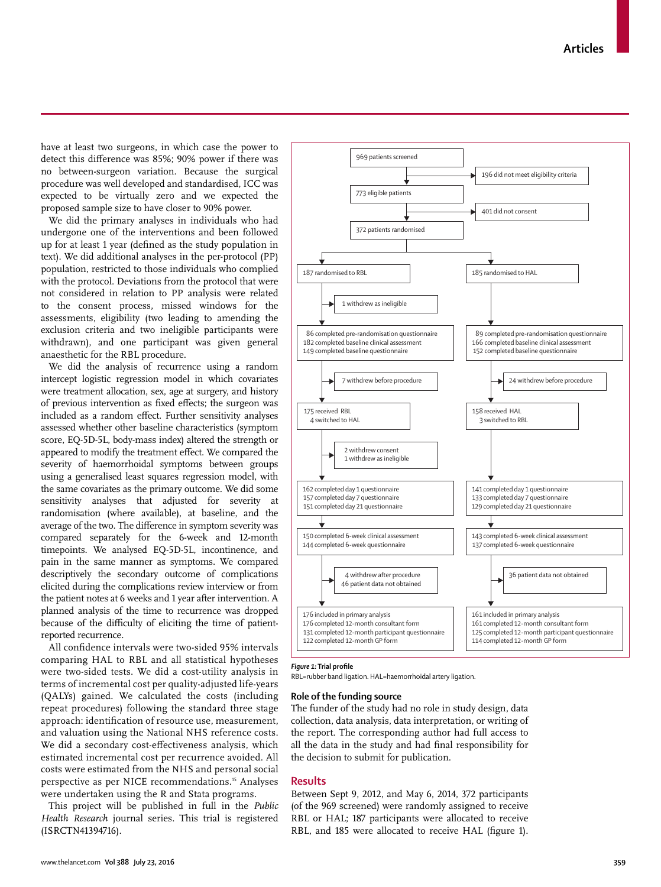have at least two surgeons, in which case the power to detect this difference was 85%; 90% power if there was no between-surgeon variation. Because the surgical procedure was well developed and standardised, ICC was expected to be virtually zero and we expected the proposed sample size to have closer to 90% power.

We did the primary analyses in individuals who had undergone one of the interventions and been followed up for at least 1 year (defined as the study population in text). We did additional analyses in the per-protocol (PP) population, restricted to those individuals who complied with the protocol. Deviations from the protocol that were not considered in relation to PP analysis were related to the consent process, missed windows for the assessments, eligibility (two leading to amending the exclusion criteria and two ineligible participants were withdrawn), and one participant was given general anaesthetic for the RBL procedure.

We did the analysis of recurrence using a random intercept logistic regression model in which covariates were treatment allocation, sex, age at surgery, and history of previous intervention as fixed effects; the surgeon was included as a random effect. Further sensitivity analyses assessed whether other baseline characteristics (symptom score, EQ-5D-5L, body-mass index) altered the strength or appeared to modify the treatment effect. We compared the severity of haemorrhoidal symptoms between groups using a generalised least squares regression model, with the same covariates as the primary outcome. We did some sensitivity analyses that adjusted for severity at randomisation (where available), at baseline, and the average of the two. The difference in symptom severity was compared separately for the 6-week and 12-month timepoints. We analysed EQ-5D-5L, incontinence, and pain in the same manner as symptoms. We compared descriptively the secondary outcome of complications elicited during the complications review interview or from the patient notes at 6 weeks and 1 year after intervention. A planned analysis of the time to recurrence was dropped because of the difficulty of eliciting the time of patient-reported recurrence.

All confidence intervals were two-sided 95% intervals comparing HAL to RBL and all statistical hypotheses were two-sided tests. We did a cost-utility analysis in terms of incremental cost per quality-adjusted life-years (QALYs) gained. We calculated the costs (including repeat procedures) following the standard three stage approach: identification of resource use, measurement, and valuation using the National NHS reference costs. We did a secondary cost-effectiveness analysis, which estimated incremental cost per recurrence avoided. All costs were estimated from the NHS and personal social perspective as per NICE recommendations.[15] Analyses were undertaken using the R and Stata programs.

This project will be published in full in the *Public Health Research* journal series. This trial is registered (ISRCTN41394716).

969 patients screened
→ 196 did not meet eligibility criteria

773 eligible patients
→ 401 did not consent

372 patients randomised

**RBL arm:**

- 187 randomised to RBL
  - 1 withdrew as ineligible
- 86 completed pre-randomisation questionnaire
- 182 completed baseline clinical assessment
- 149 completed baseline questionnaire
  - 7 withdrew before procedure
- 175 received RBL
- 4 switched to HAL
  - 2 withdrew consent
  - 1 withdrew as ineligible
- 162 completed day 1 questionnaire
- 157 completed day 7 questionnaire
- 151 completed day 21 questionnaire
- 150 completed 6-week clinical assessment
- 144 completed 6-week questionnaire
  - 4 withdrew after procedure
  - 46 patient data not obtained
- 176 included in primary analysis
- 176 completed 12-month consultant form
- 131 completed 12-month participant questionnaire
- 122 completed 12-month GP form

**HAL arm:**

- 185 randomised to HAL
- 89 completed pre-randomisation questionnaire
- 166 completed baseline clinical assessment
- 152 completed baseline questionnaire
  - 24 withdrew before procedure
- 158 received HAL
- 3 switched to RBL
- 141 completed day 1 questionnaire
- 133 completed day 7 questionnaire
- 129 completed day 21 questionnaire
- 143 completed 6-week clinical assessment
- 137 completed 6-week questionnaire
  - 36 patient data not obtained
- 161 included in primary analysis
- 161 completed 12-month consultant form
- 125 completed 12-month participant questionnaire
- 114 completed 12-month GP form

***Figure 1:* Trial profile**
RBL=rubber band ligation. HAL=haemorrhoidal artery ligation.

### Role of the funding source

The funder of the study had no role in study design, data collection, data analysis, data interpretation, or writing of the report. The corresponding author had full access to all the data in the study and had final responsibility for the decision to submit for publication.

## Results

Between Sept 9, 2012, and May 6, 2014, 372 participants (of the 969 screened) were randomly assigned to receive RBL or HAL; 187 participants were allocated to receive RBL, and 185 were allocated to receive HAL (figure 1).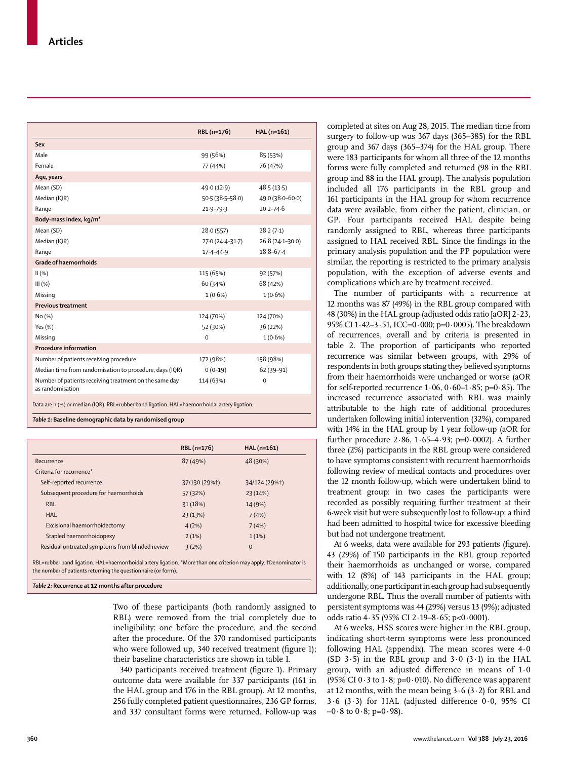|  | RBL (n=176) | HAL (n=161) |
|---|---|---|
| **Sex** |  |  |
| Male | 99 (56%) | 85 (53%) |
| Female | 77 (44%) | 76 (47%) |
| **Age, years** |  |  |
| Mean (SD) | 49·0 (12·9) | 48·5 (13·5) |
| Median (IQR) | 50·5 (38·5–58·0) | 49·0 (38·0–60·0) |
| Range | 21·9–79·3 | 20·2–74·6 |
| **Body-mass index, kg/m²** |  |  |
| Mean (SD) | 28·0 (557) | 28·2 (7·1) |
| Median (IQR) | 27·0 (24·4–31·7) | 26·8 (24·1–30·0) |
| Range | 17·4–44·9 | 18·8–67·4 |
| **Grade of haemorrhoids** |  |  |
| II (%) | 115 (65%) | 92 (57%) |
| III (%) | 60 (34%) | 68 (42%) |
| Missing | 1 (0·6%) | 1 (0·6%) |
| **Previous treatment** |  |  |
| No (%) | 124 (70%) | 124 (70%) |
| Yes (%) | 52 (30%) | 36 (22%) |
| Missing | 0 | 1 (0·6%) |
| **Procedure information** |  |  |
| Number of patients receiving procedure | 172 (98%) | 158 (98%) |
| Median time from randomisation to procedure, days (IQR) | 0 (0–19) | 62 (39–91) |
| Number of patients receiving treatment on the same day as randomisation | 114 (63%) | 0 |

Data are n (%) or median (IQR). RBL=rubber band ligation. HAL=haemorrhoidal artery ligation.

*Table 1:* **Baseline demographic data by randomised group**

|  | RBL (n=176) | HAL (n=161) |
|---|---|---|
| Recurrence | 87 (49%) | 48 (30%) |
| Criteria for recurrence* |  |  |
| Self-reported recurrence | 37/130 (29%†) | 34/124 (29%†) |
| Subsequent procedure for haemorrhoids | 57 (32%) | 23 (14%) |
| RBL | 31 (18%) | 14 (9%) |
| HAL | 23 (13%) | 7 (4%) |
| Excisional haemorrhoidectomy | 4 (2%) | 7 (4%) |
| Stapled haemorrhoidopexy | 2 (1%) | 1 (1%) |
| Residual untreated symptoms from blinded review | 3 (2%) | 0 |

RBL=rubber band ligation. HAL=haemorrhoidal artery ligation. *More than one criterion may apply. †Denominator is the number of patients returning the questionnaire (or form).

*Table 2:* **Recurrence at 12 months after procedure**

Two of these participants (both randomly assigned to RBL) were removed from the trial completely due to ineligibility: one before the procedure, and the second after the procedure. Of the 370 randomised participants who were followed up, 340 received treatment (figure 1); their baseline characteristics are shown in table 1.

340 participants received treatment (figure 1). Primary outcome data were available for 337 participants (161 in the HAL group and 176 in the RBL group). At 12 months, 256 fully completed patient questionnaires, 236 GP forms, and 337 consultant forms were returned. Follow-up was completed at sites on Aug 28, 2015. The median time from surgery to follow-up was 367 days (365–385) for the RBL group and 367 days (365–374) for the HAL group. There were 183 participants for whom all three of the 12 months forms were fully completed and returned (98 in the RBL group and 88 in the HAL group). The analysis population included all 176 participants in the RBL group and 161 participants in the HAL group for whom recurrence data were available, from either the patient, clinician, or GP. Four participants received HAL despite being randomly assigned to RBL, whereas three participants assigned to HAL received RBL. Since the findings in the primary analysis population and the PP population were similar, the reporting is restricted to the primary analysis population, with the exception of adverse events and complications which are by treatment received.

The number of participants with a recurrence at 12 months was 87 (49%) in the RBL group compared with 48 (30%) in the HAL group (adjusted odds ratio [aOR] 2·23, 95% CI 1·42–3·51, ICC=0·000; p=0·0005). The breakdown of recurrences, overall and by criteria is presented in table 2. The proportion of participants who reported recurrence was similar between groups, with 29% of respondents in both groups stating they believed symptoms from their haemorrhoids were unchanged or worse (aOR for self-reported recurrence 1·06, 0·60–1·85; p=0·85). The increased recurrence associated with RBL was mainly attributable to the high rate of additional procedures undertaken following initial intervention (32%), compared with 14% in the HAL group by 1 year follow-up (aOR for further procedure 2·86, 1·65–4·93; p=0·0002). A further three (2%) participants in the RBL group were considered to have symptoms consistent with recurrent haemorrhoids following review of medical contacts and procedures over the 12 month follow-up, which were undertaken blind to treatment group: in two cases the participants were recorded as possibly requiring further treatment at their 6-week visit but were subsequently lost to follow-up; a third had been admitted to hospital twice for excessive bleeding but had not undergone treatment.

At 6 weeks, data were available for 293 patients (figure). 43 (29%) of 150 participants in the RBL group reported their haemorrhoids as unchanged or worse, compared with 12 (8%) of 143 participants in the HAL group; additionally, one participant in each group had subsequently undergone RBL. Thus the overall number of patients with persistent symptoms was 44 (29%) versus 13 (9%); adjusted odds ratio 4·35 (95% CI 2·19–8·65; p<0·0001).

At 6 weeks, HSS scores were higher in the RBL group, indicating short-term symptoms were less pronounced following HAL (appendix). The mean scores were 4·0 (SD 3·5) in the RBL group and 3·0 (3·1) in the HAL group, with an adjusted difference in means of 1·0 (95% CI 0·3 to 1·8; p=0·010). No difference was apparent at 12 months, with the mean being 3·6 (3·2) for RBL and 3·6 (3·3) for HAL (adjusted difference 0·0, 95% CI –0·8 to 0·8; p=0·98).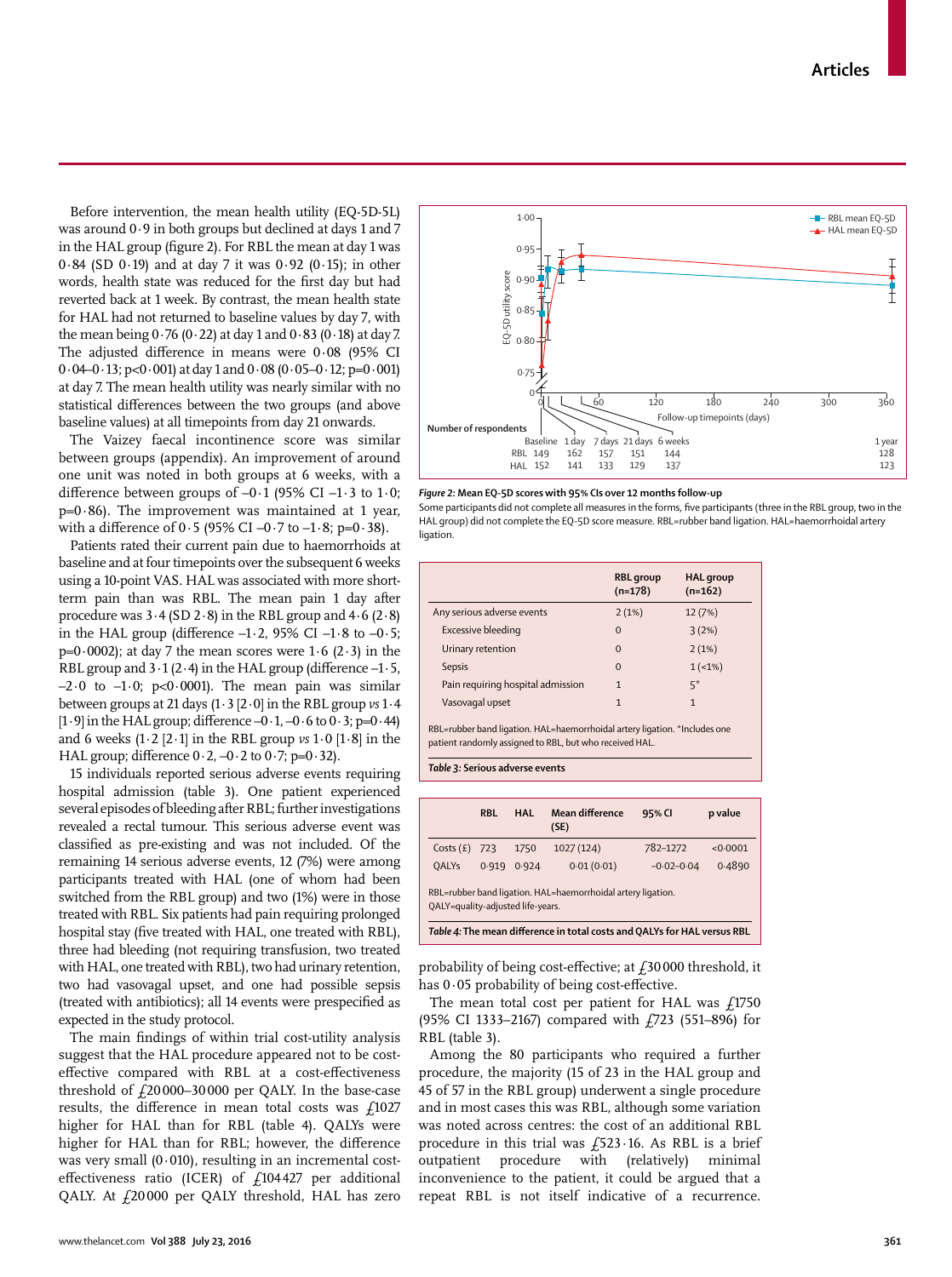Before intervention, the mean health utility (EQ-5D-5L) was around 0·9 in both groups but declined at days 1 and 7 in the HAL group (figure 2). For RBL the mean at day 1 was 0·84 (SD 0·19) and at day 7 it was 0·92 (0·15); in other words, health state was reduced for the first day but had reverted back at 1 week. By contrast, the mean health state for HAL had not returned to baseline values by day 7, with the mean being 0·76 (0·22) at day 1 and 0·83 (0·18) at day 7. The adjusted difference in means were 0·08 (95% CI 0·04–0·13; p<0·001) at day 1 and 0·08 (0·05–0·12; p=0·001) at day 7. The mean health utility was nearly similar with no statistical differences between the two groups (and above baseline values) at all timepoints from day 21 onwards.

The Vaizey faecal incontinence score was similar between groups (appendix). An improvement of around one unit was noted in both groups at 6 weeks, with a difference between groups of –0·1 (95% CI –1·3 to 1·0; p=0·86). The improvement was maintained at 1 year, with a difference of 0·5 (95% CI –0·7 to –1·8; p=0·38).

Patients rated their current pain due to haemorrhoids at baseline and at four timepoints over the subsequent 6 weeks using a 10-point VAS. HAL was associated with more short-term pain than was RBL. The mean pain 1 day after procedure was 3·4 (SD 2·8) in the RBL group and 4·6 (2·8) in the HAL group (difference –1·2, 95% CI –1·8 to –0·5; p=0·0002); at day 7 the mean scores were 1·6 (2·3) in the RBL group and 3·1 (2·4) in the HAL group (difference –1·5, –2·0 to –1·0; p<0·0001). The mean pain was similar between groups at 21 days (1·3 [2·0] in the RBL group *vs* 1·4 [1·9] in the HAL group; difference –0·1, –0·6 to 0·3; p=0·44) and 6 weeks (1·2 [2·1] in the RBL group *vs* 1·0 [1·8] in the HAL group; difference 0·2, –0·2 to 0·7; p=0·32).

15 individuals reported serious adverse events requiring hospital admission (table 3). One patient experienced several episodes of bleeding after RBL; further investigations revealed a rectal tumour. This serious adverse event was classified as pre-existing and was not included. Of the remaining 14 serious adverse events, 12 (7%) were among participants treated with HAL (one of whom had been switched from the RBL group) and two (1%) were in those treated with RBL. Six patients had pain requiring prolonged hospital stay (five treated with HAL, one treated with RBL), three had bleeding (not requiring transfusion, two treated with HAL, one treated with RBL), two had urinary retention, two had vasovagal upset, and one had possible sepsis (treated with antibiotics); all 14 events were prespecified as expected in the study protocol.

The main findings of within trial cost-utility analysis suggest that the HAL procedure appeared not to be cost-effective compared with RBL at a cost-effectiveness threshold of £20 000–30 000 per QALY. In the base-case results, the difference in mean total costs was £1027 higher for HAL than for RBL (table 4). QALYs were higher for HAL than for RBL; however, the difference was very small (0·010), resulting in an incremental cost-effectiveness ratio (ICER) of £104 427 per additional QALY. At £20 000 per QALY threshold, HAL has zero probability of being cost-effective; at £30 000 threshold, it has 0·05 probability of being cost-effective.

The mean total cost per patient for HAL was £1750 (95% CI 1333–2167) compared with £723 (551–896) for RBL (table 3).

Among the 80 participants who required a further procedure, the majority (15 of 23 in the HAL group and 45 of 57 in the RBL group) underwent a single procedure and in most cases this was RBL, although some variation was noted across centres: the cost of an additional RBL procedure in this trial was £523·16. As RBL is a brief outpatient procedure with (relatively) minimal inconvenience to the patient, it could be argued that a repeat RBL is not itself indicative of a recurrence.

**Figure 2: Mean EQ-5D scores with 95% CIs over 12 months follow-up**
Some participants did not complete all measures in the forms, five participants (three in the RBL group, two in the HAL group) did not complete the EQ-5D score measure. RBL=rubber band ligation. HAL=haemorrhoidal artery ligation.

| Number of respondents | Baseline | 1 day | 7 days | 21 days | 6 weeks | 1 year |
|---|---|---|---|---|---|---|
| RBL | 149 | 162 | 157 | 151 | 144 | 128 |
| HAL | 152 | 141 | 133 | 129 | 137 | 123 |

| | RBL group (n=178) | HAL group (n=162) |
|---|---|---|
| Any serious adverse events | 2 (1%) | 12 (7%) |
| Excessive bleeding | 0 | 3 (2%) |
| Urinary retention | 0 | 2 (1%) |
| Sepsis | 0 | 1 (<1%) |
| Pain requiring hospital admission | 1 | 5* |
| Vasovagal upset | 1 | 1 |

RBL=rubber band ligation. HAL=haemorrhoidal artery ligation. *Includes one patient randomly assigned to RBL, but who received HAL.

**Table 3: Serious adverse events**

| | RBL | HAL | Mean difference (SE) | 95% CI | p value |
|---|---|---|---|---|---|
| Costs (£) | 723 | 1750 | 1027 (124) | 782–1272 | <0·0001 |
| QALYs | 0·919 | 0·924 | 0·01 (0·01) | –0·02–0·04 | 0·4890 |

RBL=rubber band ligation. HAL=haemorrhoidal artery ligation. QALY=quality-adjusted life-years.

**Table 4: The mean difference in total costs and QALYs for HAL versus RBL**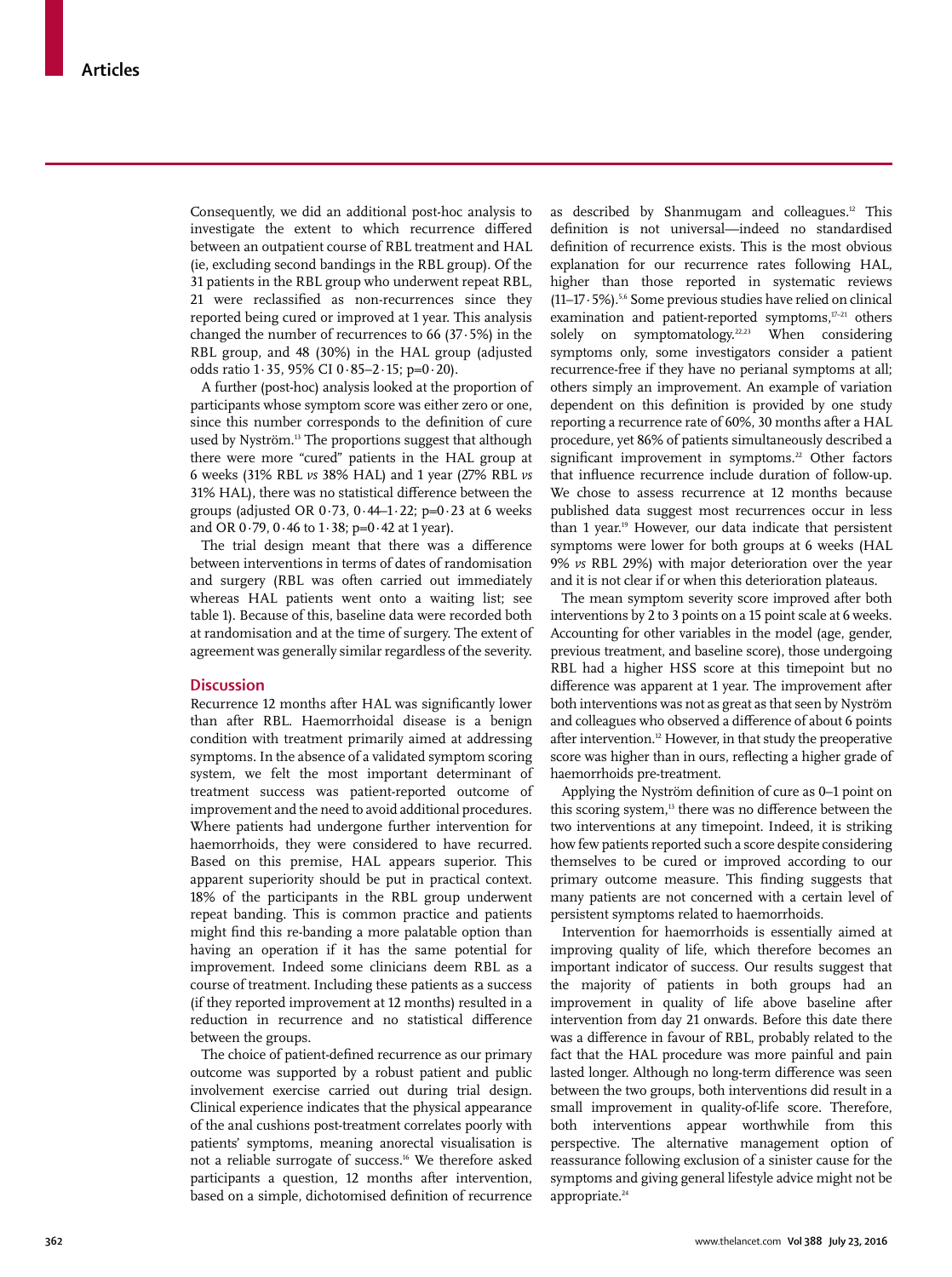Consequently, we did an additional post-hoc analysis to investigate the extent to which recurrence differed between an outpatient course of RBL treatment and HAL (ie, excluding second bandings in the RBL group). Of the 31 patients in the RBL group who underwent repeat RBL, 21 were reclassified as non-recurrences since they reported being cured or improved at 1 year. This analysis changed the number of recurrences to 66 (37·5%) in the RBL group, and 48 (30%) in the HAL group (adjusted odds ratio 1·35, 95% CI 0·85–2·15; p=0·20).

A further (post-hoc) analysis looked at the proportion of participants whose symptom score was either zero or one, since this number corresponds to the definition of cure used by Nyström.[13] The proportions suggest that although there were more "cured" patients in the HAL group at 6 weeks (31% RBL *vs* 38% HAL) and 1 year (27% RBL *vs* 31% HAL), there was no statistical difference between the groups (adjusted OR 0·73, 0·44–1·22; p=0·23 at 6 weeks and OR 0·79, 0·46 to 1·38; p=0·42 at 1 year).

The trial design meant that there was a difference between interventions in terms of dates of randomisation and surgery (RBL was often carried out immediately whereas HAL patients went onto a waiting list; see table 1). Because of this, baseline data were recorded both at randomisation and at the time of surgery. The extent of agreement was generally similar regardless of the severity.

## Discussion

Recurrence 12 months after HAL was significantly lower than after RBL. Haemorrhoidal disease is a benign condition with treatment primarily aimed at addressing symptoms. In the absence of a validated symptom scoring system, we felt the most important determinant of treatment success was patient-reported outcome of improvement and the need to avoid additional procedures. Where patients had undergone further intervention for haemorrhoids, they were considered to have recurred. Based on this premise, HAL appears superior. This apparent superiority should be put in practical context. 18% of the participants in the RBL group underwent repeat banding. This is common practice and patients might find this re-banding a more palatable option than having an operation if it has the same potential for improvement. Indeed some clinicians deem RBL as a course of treatment. Including these patients as a success (if they reported improvement at 12 months) resulted in a reduction in recurrence and no statistical difference between the groups.

The choice of patient-defined recurrence as our primary outcome was supported by a robust patient and public involvement exercise carried out during trial design. Clinical experience indicates that the physical appearance of the anal cushions post-treatment correlates poorly with patients' symptoms, meaning anorectal visualisation is not a reliable surrogate of success.[16] We therefore asked participants a question, 12 months after intervention, based on a simple, dichotomised definition of recurrence as described by Shanmugam and colleagues.[12] This definition is not universal—indeed no standardised definition of recurrence exists. This is the most obvious explanation for our recurrence rates following HAL, higher than those reported in systematic reviews (11–17·5%).[5,6] Some previous studies have relied on clinical examination and patient-reported symptoms,[17–21] others solely on symptomatology.[22,23] When considering symptoms only, some investigators consider a patient recurrence-free if they have no perianal symptoms at all; others simply an improvement. An example of variation dependent on this definition is provided by one study reporting a recurrence rate of 60%, 30 months after a HAL procedure, yet 86% of patients simultaneously described a significant improvement in symptoms.[22] Other factors that influence recurrence include duration of follow-up. We chose to assess recurrence at 12 months because published data suggest most recurrences occur in less than 1 year.[19] However, our data indicate that persistent symptoms were lower for both groups at 6 weeks (HAL 9% *vs* RBL 29%) with major deterioration over the year and it is not clear if or when this deterioration plateaus.

The mean symptom severity score improved after both interventions by 2 to 3 points on a 15 point scale at 6 weeks. Accounting for other variables in the model (age, gender, previous treatment, and baseline score), those undergoing RBL had a higher HSS score at this timepoint but no difference was apparent at 1 year. The improvement after both interventions was not as great as that seen by Nyström and colleagues who observed a difference of about 6 points after intervention.[12] However, in that study the preoperative score was higher than in ours, reflecting a higher grade of haemorrhoids pre-treatment.

Applying the Nyström definition of cure as 0–1 point on this scoring system,[13] there was no difference between the two interventions at any timepoint. Indeed, it is striking how few patients reported such a score despite considering themselves to be cured or improved according to our primary outcome measure. This finding suggests that many patients are not concerned with a certain level of persistent symptoms related to haemorrhoids.

Intervention for haemorrhoids is essentially aimed at improving quality of life, which therefore becomes an important indicator of success. Our results suggest that the majority of patients in both groups had an improvement in quality of life above baseline after intervention from day 21 onwards. Before this date there was a difference in favour of RBL, probably related to the fact that the HAL procedure was more painful and pain lasted longer. Although no long-term difference was seen between the two groups, both interventions did result in a small improvement in quality-of-life score. Therefore, both interventions appear worthwhile from this perspective. The alternative management option of reassurance following exclusion of a sinister cause for the symptoms and giving general lifestyle advice might not be appropriate.[24]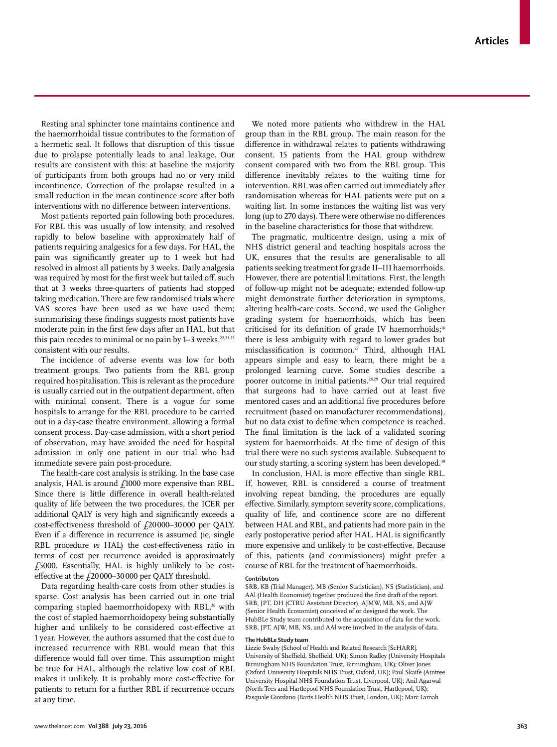Resting anal sphincter tone maintains continence and the haemorrhoidal tissue contributes to the formation of a hermetic seal. It follows that disruption of this tissue due to prolapse potentially leads to anal leakage. Our results are consistent with this: at baseline the majority of participants from both groups had no or very mild incontinence. Correction of the prolapse resulted in a small reduction in the mean continence score after both interventions with no difference between interventions.

Most patients reported pain following both procedures. For RBL this was usually of low intensity, and resolved rapidly to below baseline with approximately half of patients requiring analgesics for a few days. For HAL, the pain was significantly greater up to 1 week but had resolved in almost all patients by 3 weeks. Daily analgesia was required by most for the first week but tailed off, such that at 3 weeks three-quarters of patients had stopped taking medication. There are few randomised trials where VAS scores have been used as we have used them; summarising these findings suggests most patients have moderate pain in the first few days after an HAL, but that this pain recedes to minimal or no pain by 1–3 weeks,[22,23,25] consistent with our results.

The incidence of adverse events was low for both treatment groups. Two patients from the RBL group required hospitalisation. This is relevant as the procedure is usually carried out in the outpatient department, often with minimal consent. There is a vogue for some hospitals to arrange for the RBL procedure to be carried out in a day-case theatre environment, allowing a formal consent process. Day-case admission, with a short period of observation, may have avoided the need for hospital admission in only one patient in our trial who had immediate severe pain post-procedure.

The health-care cost analysis is striking. In the base case analysis, HAL is around £1000 more expensive than RBL. Since there is little difference in overall health-related quality of life between the two procedures, the ICER per additional QALY is very high and significantly exceeds a cost-effectiveness threshold of £20 000–30 000 per QALY. Even if a difference in recurrence is assumed (ie, single RBL procedure *vs* HAL) the cost-effectiveness ratio in terms of cost per recurrence avoided is approximately £5000. Essentially, HAL is highly unlikely to be cost-effective at the £20 000–30 000 per QALY threshold.

Data regarding health-care costs from other studies is sparse. Cost analysis has been carried out in one trial comparing stapled haemorrhoidopexy with RBL,[26] with the cost of stapled haemorrhoidopexy being substantially higher and unlikely to be considered cost-effective at 1 year. However, the authors assumed that the cost due to increased recurrence with RBL would mean that this difference would fall over time. This assumption might be true for HAL, although the relative low cost of RBL makes it unlikely. It is probably more cost-effective for patients to return for a further RBL if recurrence occurs at any time.

We noted more patients who withdrew in the HAL group than in the RBL group. The main reason for the difference in withdrawal relates to patients withdrawing consent. 15 patients from the HAL group withdrew consent compared with two from the RBL group. This difference inevitably relates to the waiting time for intervention. RBL was often carried out immediately after randomisation whereas for HAL patients were put on a waiting list. In some instances the waiting list was very long (up to 270 days). There were otherwise no differences in the baseline characteristics for those that withdrew.

The pragmatic, multicentre design, using a mix of NHS district general and teaching hospitals across the UK, ensures that the results are generalisable to all patients seeking treatment for grade II–III haemorrhoids. However, there are potential limitations. First, the length of follow-up might not be adequate; extended follow-up might demonstrate further deterioration in symptoms, altering health-care costs. Second, we used the Goligher grading system for haemorrhoids, which has been criticised for its definition of grade IV haemorrhoids;[16] there is less ambiguity with regard to lower grades but misclassification is common.[27] Third, although HAL appears simple and easy to learn, there might be a prolonged learning curve. Some studies describe a poorer outcome in initial patients.[28,29] Our trial required that surgeons had to have carried out at least five mentored cases and an additional five procedures before recruitment (based on manufacturer recommendations), but no data exist to define when competence is reached. The final limitation is the lack of a validated scoring system for haemorrhoids. At the time of design of this trial there were no such systems available. Subsequent to our study starting, a scoring system has been developed.[30]

In conclusion, HAL is more effective than single RBL. If, however, RBL is considered a course of treatment involving repeat banding, the procedures are equally effective. Similarly, symptom severity score, complications, quality of life, and continence score are no different between HAL and RBL, and patients had more pain in the early postoperative period after HAL. HAL is significantly more expensive and unlikely to be cost-effective. Because of this, patients (and commissioners) might prefer a course of RBL for the treatment of haemorrhoids.

#### Contributors

SRB, KB (Trial Manager), MB (Senior Statistician), NS (Statistician), and AAl (Health Economist) together produced the first draft of the report. SRB, JPT, DH (CTRU Assistant Director), AJMW, MB, NS, and AJW (Senior Health Economist) conceived of or designed the work. The HubBLe Study team contributed to the acquisition of data for the work. SRB, JPT, AJW, MB, NS, and AAl were involved in the analysis of data.

#### The HubBLe Study team

Lizzie Swaby (School of Health and Related Research [ScHARR], University of Sheffield, Sheffield, UK); Simon Radley (University Hospitals Birmingham NHS Foundation Trust, Birmingham, UK); Oliver Jones (Oxford University Hospitals NHS Trust, Oxford, UK); Paul Skaife (Aintree University Hospital NHS Foundation Trust, Liverpool, UK); Anil Agarwal (North Tees and Hartlepool NHS Foundation Trust, Hartlepool, UK); Pasquale Giordano (Barts Health NHS Trust, London, UK); Marc Lamah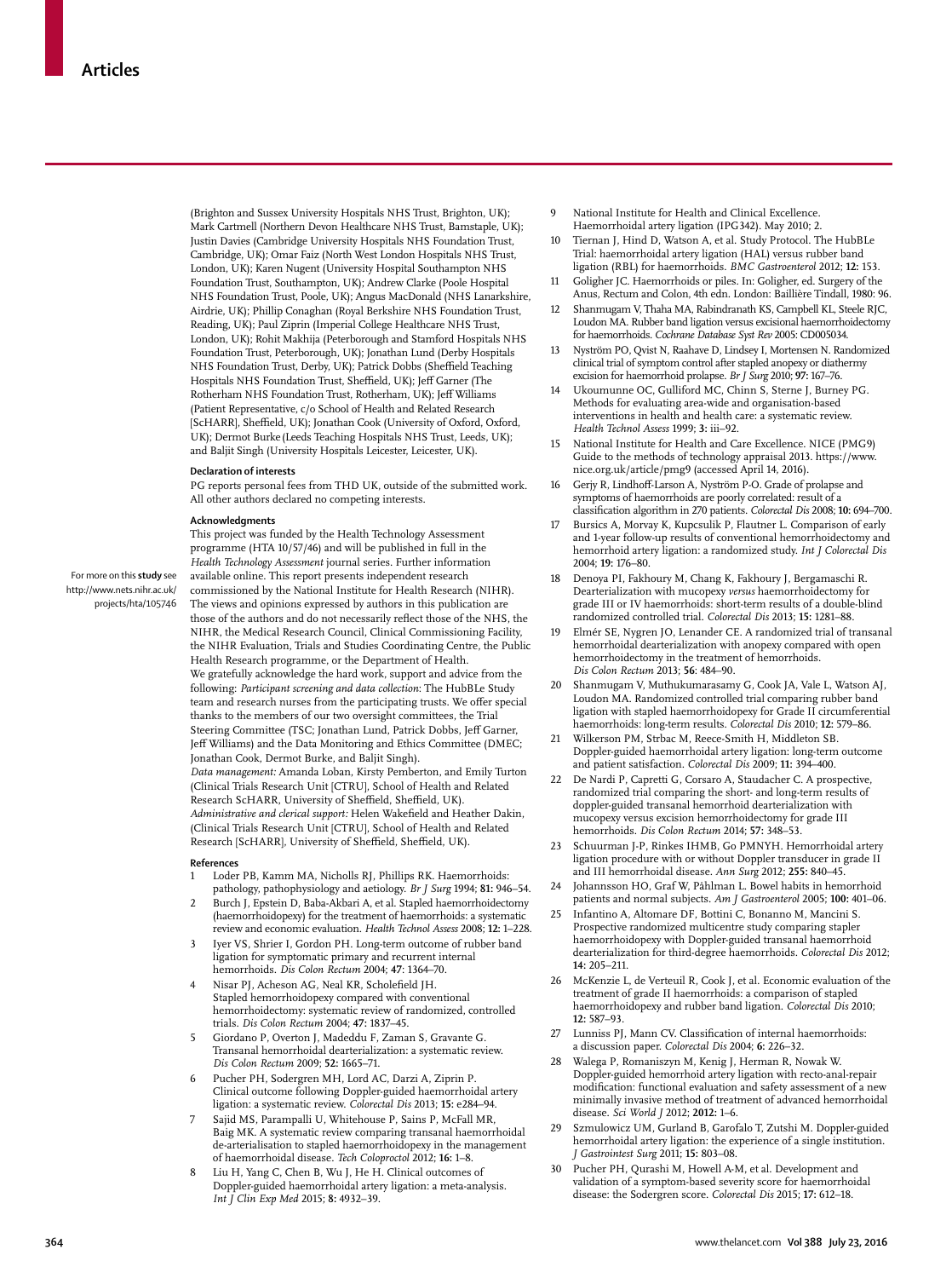(Brighton and Sussex University Hospitals NHS Trust, Brighton, UK); Mark Cartmell (Northern Devon Healthcare NHS Trust, Barnstaple, UK); Justin Davies (Cambridge University Hospitals NHS Foundation Trust, Cambridge, UK); Omar Faiz (North West London Hospitals NHS Trust, London, UK); Karen Nugent (University Hospital Southampton NHS Foundation Trust, Southampton, UK); Andrew Clarke (Poole Hospital NHS Foundation Trust, Poole, UK); Angus MacDonald (NHS Lanarkshire, Airdrie, UK); Phillip Conaghan (Royal Berkshire NHS Foundation Trust, Reading, UK); Paul Ziprin (Imperial College Healthcare NHS Trust, London, UK); Rohit Makhija (Peterborough and Stamford Hospitals NHS Foundation Trust, Peterborough, UK); Jonathan Lund (Derby Hospitals NHS Foundation Trust, Derby, UK); Patrick Dobbs (Sheffield Teaching Hospitals NHS Foundation Trust, Sheffield, UK); Jeff Garner (The Rotherham NHS Foundation Trust, Rotherham, UK); Jeff Williams (Patient Representative, c/o School of Health and Related Research [ScHARR], Sheffield, UK); Jonathan Cook (University of Oxford, Oxford, UK); Dermot Burke (Leeds Teaching Hospitals NHS Trust, Leeds, UK); and Baljit Singh (University Hospitals Leicester, Leicester, UK).

#### Declaration of interests

PG reports personal fees from THD UK, outside of the submitted work. All other authors declared no competing interests.

#### Acknowledgments

This project was funded by the Health Technology Assessment programme (HTA 10/57/46) and will be published in full in the *Health Technology Assessment* journal series. Further information available online. This report presents independent research commissioned by the National Institute for Health Research (NIHR). The views and opinions expressed by authors in this publication are those of the authors and do not necessarily reflect those of the NHS, the NIHR, the Medical Research Council, Clinical Commissioning Facility, the NIHR Evaluation, Trials and Studies Coordinating Centre, the Public Health Research programme, or the Department of Health. We gratefully acknowledge the hard work, support and advice from the following: *Participant screening and data collection*: The HubBLe Study team and research nurses from the participating trusts. We offer special thanks to the members of our two oversight committees, the Trial Steering Committee (TSC; Jonathan Lund, Patrick Dobbs, Jeff Garner, Jeff Williams) and the Data Monitoring and Ethics Committee (DMEC; Jonathan Cook, Dermot Burke, and Baljit Singh). *Data management:* Amanda Loban, Kirsty Pemberton, and Emily Turton (Clinical Trials Research Unit [CTRU], School of Health and Related Research ScHARR, University of Sheffield, Sheffield, UK). *Administrative and clerical support:* Helen Wakefield and Heather Dakin, (Clinical Trials Research Unit [CTRU], School of Health and Related Research [ScHARR], University of Sheffield, Sheffield, UK).

For more on this **study** see http://www.nets.nihr.ac.uk/projects/hta/105746

#### References

1. Loder PB, Kamm MA, Nicholls RJ, Phillips RK. Haemorrhoids: pathology, pathophysiology and aetiology. *Br J Surg* 1994; **81:** 946–54.
2. Burch J, Epstein D, Baba-Akbari A, et al. Stapled haemorrhoidectomy (haemorrhoidopexy) for the treatment of haemorrhoids: a systematic review and economic evaluation. *Health Technol Assess* 2008; **12:** 1–228.
3. Iyer VS, Shrier I, Gordon PH. Long-term outcome of rubber band ligation for symptomatic primary and recurrent internal hemorrhoids. *Dis Colon Rectum* 2004; **47:** 1364–70.
4. Nisar PJ, Acheson AG, Neal KR, Scholefield JH. Stapled hemorrhoidopexy compared with conventional hemorrhoidectomy: systematic review of randomized, controlled trials. *Dis Colon Rectum* 2004; **47:** 1837–45.
5. Giordano P, Overton J, Madeddu F, Zaman S, Gravante G. Transanal hemorrhoidal dearterialization: a systematic review. *Dis Colon Rectum* 2009; **52:** 1665–71.
6. Pucher PH, Sodergren MH, Lord AC, Darzi A, Ziprin P. Clinical outcome following Doppler-guided haemorrhoidal artery ligation: a systematic review. *Colorectal Dis* 2013; **15:** e284–94.
7. Sajid MS, Parampalli U, Whitehouse P, Sains P, McFall MR, Baig MK. A systematic review comparing transanal haemorrhoidal de-arterialisation to stapled haemorrhoidopexy in the management of haemorrhoidal disease. *Tech Coloproctol* 2012; **16:** 1–8.
8. Liu H, Yang C, Chen B, Wu J, He H. Clinical outcomes of Doppler-guided haemorrhoidal artery ligation: a meta-analysis. *Int J Clin Exp Med* 2015; **8:** 4932–39.
9. National Institute for Health and Clinical Excellence. Haemorrhoidal artery ligation (IPG342). May 2010; 2.
10. Tiernan J, Hind D, Watson A, et al. Study Protocol. The HubBLe Trial: haemorrhoidal artery ligation (HAL) versus rubber band ligation (RBL) for haemorrhoids. *BMC Gastroenterol* 2012; **12:** 153.
11. Goligher JC. Haemorrhoids or piles. In: Goligher, ed. Surgery of the Anus, Rectum and Colon, 4th edn. London: Baillière Tindall, 1980: 96.
12. Shanmugam V, Thaha MA, Rabindranath KS, Campbell KL, Steele RJC, Loudon MA. Rubber band ligation versus excisional haemorrhoidectomy for haemorrhoids. *Cochrane Database Syst Rev* 2005: CD005034.
13. Nyström PO, Qvist N, Raahave D, Lindsey I, Mortensen N. Randomized clinical trial of symptom control after stapled anopexy or diathermy excision for haemorrhoid prolapse. *Br J Surg* 2010; **97:** 167–76.
14. Ukoumunne OC, Gulliford MC, Chinn S, Sterne J, Burney PG. Methods for evaluating area-wide and organisation-based interventions in health and health care: a systematic review. *Health Technol Assess* 1999; **3:** iii–92.
15. National Institute for Health and Care Excellence. NICE (PMG9) Guide to the methods of technology appraisal 2013. https://www.nice.org.uk/article/pmg9 (accessed April 14, 2016).
16. Gerjy R, Lindhoff-Larson A, Nyström P-O. Grade of prolapse and symptoms of haemorrhoids are poorly correlated: result of a classification algorithm in 270 patients. *Colorectal Dis* 2008; **10:** 694–700.
17. Bursics A, Morvay K, Kupcsulik P, Flautner L. Comparison of early and 1-year follow-up results of conventional hemorrhoidectomy and hemorrhoid artery ligation: a randomized study. *Int J Colorectal Dis* 2004; **19:** 176–80.
18. Denoya PI, Fakhoury M, Chang K, Fakhoury J, Bergamaschi R. Dearterialization with mucopexy *versus* haemorrhoidectomy for grade III or IV haemorrhoids: short-term results of a double-blind randomized controlled trial. *Colorectal Dis* 2013; **15:** 1281–88.
19. Elmér SE, Nygren JO, Lenander CE. A randomized trial of transanal hemorrhoidal dearterialization with anopexy compared with open hemorrhoidectomy in the treatment of hemorrhoids. *Dis Colon Rectum* 2013; **56**: 484–90.
20. Shanmugam V, Muthukumarasamy G, Cook JA, Vale L, Watson AJ, Loudon MA. Randomized controlled trial comparing rubber band ligation with stapled haemorrhoidopexy for Grade II circumferential haemorrhoids: long-term results. *Colorectal Dis* 2010; **12:** 579–86.
21. Wilkerson PM, Strbac M, Reece-Smith H, Middleton SB. Doppler-guided haemorrhoidal artery ligation: long-term outcome and patient satisfaction. *Colorectal Dis* 2009; **11:** 394–400.
22. De Nardi P, Capretti G, Corsaro A, Staudacher C. A prospective, randomized trial comparing the short- and long-term results of doppler-guided transanal hemorrhoid dearterialization with mucopexy versus excision hemorrhoidectomy for grade III hemorrhoids. *Dis Colon Rectum* 2014; **57:** 348–53.
23. Schuurman J-P, Rinkes IHMB, Go PMNYH. Hemorrhoidal artery ligation procedure with or without Doppler transducer in grade II and III hemorrhoidal disease. *Ann Surg* 2012; **255:** 840–45.
24. Johannsson HO, Graf W, Påhlman L. Bowel habits in hemorrhoid patients and normal subjects. *Am J Gastroenterol* 2005; **100:** 401–06.
25. Infantino A, Altomare DF, Bottini C, Bonanno M, Mancini S. Prospective randomized multicentre study comparing stapler haemorrhoidopexy with Doppler-guided transanal haemorrhoid dearterialization for third-degree haemorrhoids. *Colorectal Dis* 2012; **14**: 205–211.
26. McKenzie L, de Verteuil R, Cook J, et al. Economic evaluation of the treatment of grade II haemorrhoids: a comparison of stapled haemorrhoidopexy and rubber band ligation. *Colorectal Dis* 2010; **12:** 587–93.
27. Lunniss PJ, Mann CV. Classification of internal haemorrhoids: a discussion paper. *Colorectal Dis* 2004; **6:** 226–32.
28. Walega P, Romaniszyn M, Kenig J, Herman R, Nowak W. Doppler-guided hemorrhoid artery ligation with recto-anal-repair modification: functional evaluation and safety assessment of a new minimally invasive method of treatment of advanced hemorrhoidal disease. *Sci World J* 2012; **2012:** 1–6.
29. Szmulowicz UM, Gurland B, Garofalo T, Zutshi M. Doppler-guided hemorrhoidal artery ligation: the experience of a single institution. *J Gastrointest Surg* 2011; **15:** 803–08.
30. Pucher PH, Qurashi M, Howell A-M, et al. Development and validation of a symptom-based severity score for haemorrhoidal disease: the Sodergren score. *Colorectal Dis* 2015; **17:** 612–18.